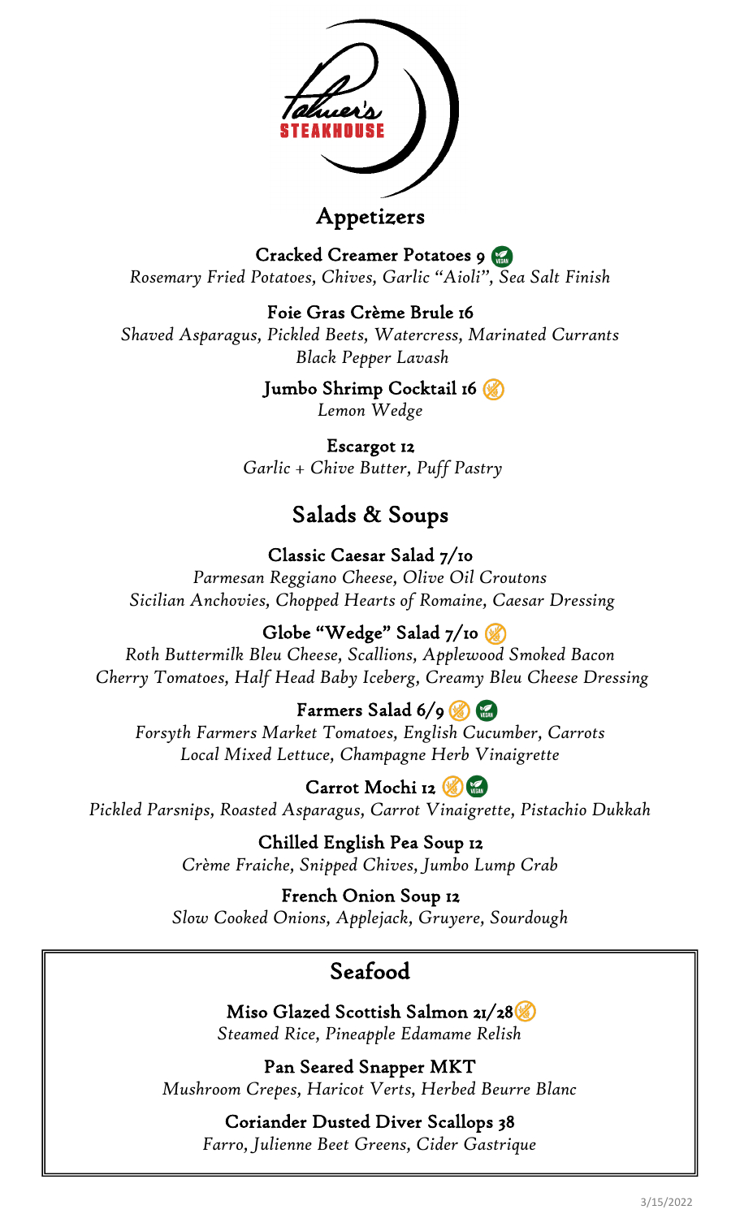Palmer's

STEAKHOUSE

## Appetizers

**Cracked Creamer Potatoes 9**
*Rosemary Fried Potatoes, Chives, Garlic "Aioli", Sea Salt Finish*

**Foie Gras Crème Brule 16**
*Shaved Asparagus, Pickled Beets, Watercress, Marinated Currants*
*Black Pepper Lavash*

**Jumbo Shrimp Cocktail 16**
*Lemon Wedge*

**Escargot 12**
*Garlic + Chive Butter, Puff Pastry*

## Salads & Soups

**Classic Caesar Salad 7/10**
*Parmesan Reggiano Cheese, Olive Oil Croutons*
*Sicilian Anchovies, Chopped Hearts of Romaine, Caesar Dressing*

**Globe "Wedge" Salad 7/10**
*Roth Buttermilk Bleu Cheese, Scallions, Applewood Smoked Bacon*
*Cherry Tomatoes, Half Head Baby Iceberg, Creamy Bleu Cheese Dressing*

**Farmers Salad 6/9**
*Forsyth Farmers Market Tomatoes, English Cucumber, Carrots*
*Local Mixed Lettuce, Champagne Herb Vinaigrette*

**Carrot Mochi 12**
*Pickled Parsnips, Roasted Asparagus, Carrot Vinaigrette, Pistachio Dukkah*

**Chilled English Pea Soup 12**
*Crème Fraiche, Snipped Chives, Jumbo Lump Crab*

**French Onion Soup 12**
*Slow Cooked Onions, Applejack, Gruyere, Sourdough*

## Seafood

**Miso Glazed Scottish Salmon 21/28**
*Steamed Rice, Pineapple Edamame Relish*

**Pan Seared Snapper MKT**
*Mushroom Crepes, Haricot Verts, Herbed Beurre Blanc*

**Coriander Dusted Diver Scallops 38**
*Farro, Julienne Beet Greens, Cider Gastrique*

3/15/2022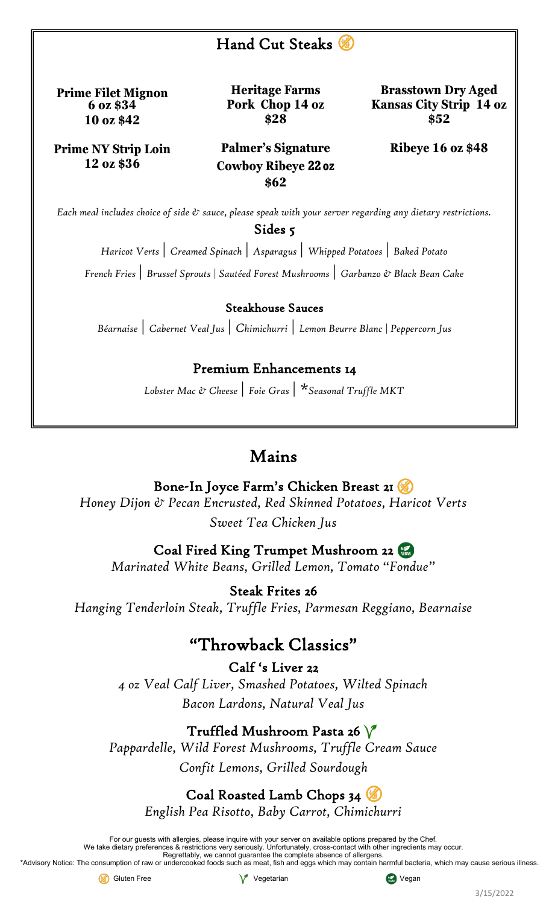## Hand Cut Steaks (Gluten Free)

**Prime Filet Mignon**
**6 oz $34**
**10 oz $42**

**Heritage Farms Pork Chop 14 oz**
**$28**

**Brasstown Dry Aged Kansas City Strip 14 oz**
**$52**

**Prime NY Strip Loin**
**12 oz $36**

**Palmer's Signature Cowboy Ribeye 22 oz**
**$62**

**Ribeye 16 oz $48**

*Each meal includes choice of side & sauce, please speak with your server regarding any dietary restrictions.*

### Sides 5

*Haricot Verts | Creamed Spinach | Asparagus | Whipped Potatoes | Baked Potato*

*French Fries | Brussel Sprouts | Sautéed Forest Mushrooms | Garbanzo & Black Bean Cake*

### Steakhouse Sauces

*Béarnaise | Cabernet Veal Jus | Chimichurri | Lemon Beurre Blanc | Peppercorn Jus*

### Premium Enhancements 14

*Lobster Mac & Cheese | Foie Gras | *Seasonal Truffle MKT*

# Mains

### Bone-In Joyce Farm's Chicken Breast 21 (Gluten Free)

*Honey Dijon & Pecan Encrusted, Red Skinned Potatoes, Haricot Verts*
*Sweet Tea Chicken Jus*

### Coal Fired King Trumpet Mushroom 22 (Vegan)

*Marinated White Beans, Grilled Lemon, Tomato "Fondue"*

### Steak Frites 26

*Hanging Tenderloin Steak, Truffle Fries, Parmesan Reggiano, Bearnaise*

# "Throwback Classics"

### Calf 's Liver 22

*4 oz Veal Calf Liver, Smashed Potatoes, Wilted Spinach*
*Bacon Lardons, Natural Veal Jus*

### Truffled Mushroom Pasta 26 (Vegetarian)

*Pappardelle, Wild Forest Mushrooms, Truffle Cream Sauce*
*Confit Lemons, Grilled Sourdough*

### Coal Roasted Lamb Chops 34 (Gluten Free)

*English Pea Risotto, Baby Carrot, Chimichurri*

For our guests with allergies, please inquire with your server on available options prepared by the Chef.
We take dietary preferences & restrictions very seriously. Unfortunately, cross-contact with other ingredients may occur.
Regrettably, we cannot guarantee the complete absence of allergens.
*Advisory Notice: The consumption of raw or undercooked foods such as meat, fish and eggs which may contain harmful bacteria, which may cause serious illness.

Gluten Free | Vegetarian | Vegan

3/15/2022